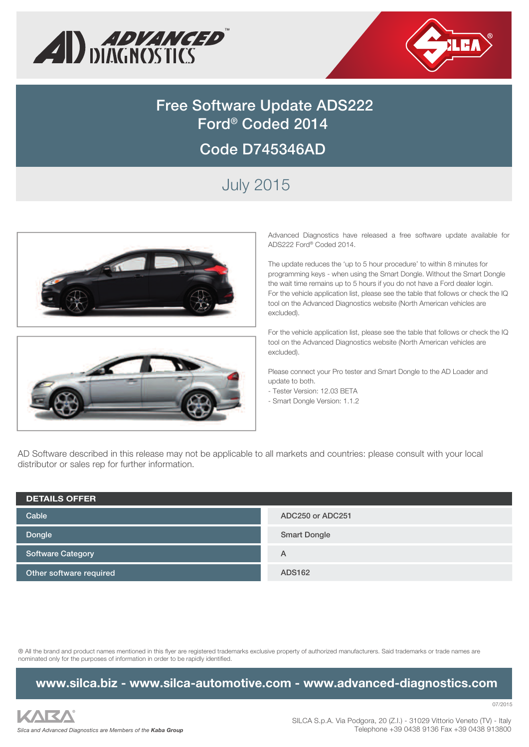# Free Software Update ADS222
# Ford® Coded 2014

## Code D745346AD

### July 2015

Advanced Diagnostics have released a free software update available for ADS222 Ford® Coded 2014.

The update reduces the 'up to 5 hour procedure' to within 8 minutes for programming keys - when using the Smart Dongle. Without the Smart Dongle the wait time remains up to 5 hours if you do not have a Ford dealer login. For the vehicle application list, please see the table that follows or check the IQ tool on the Advanced Diagnostics website (North American vehicles are excluded).

For the vehicle application list, please see the table that follows or check the IQ tool on the Advanced Diagnostics website (North American vehicles are excluded).

Please connect your Pro tester and Smart Dongle to the AD Loader and update to both.
- Tester Version: 12.03 BETA
- Smart Dongle Version: 1.1.2

AD Software described in this release may not be applicable to all markets and countries: please consult with your local distributor or sales rep for further information.

| DETAILS OFFER | |
|---|---|
| Cable | ADC250 or ADC251 |
| Dongle | Smart Dongle |
| Software Category | A |
| Other software required | ADS162 |

® All the brand and product names mentioned in this flyer are registered trademarks exclusive property of authorized manufacturers. Said trademarks or trade names are nominated only for the purposes of information in order to be rapidly identified.

**www.silca.biz - www.silca-automotive.com - www.advanced-diagnostics.com**

07/2015

*Silca and Advanced Diagnostics are Members of the **Kaba Group***

SILCA S.p.A. Via Podgora, 20 (Z.I.) - 31029 Vittorio Veneto (TV) - Italy
Telephone +39 0438 9136 Fax +39 0438 913800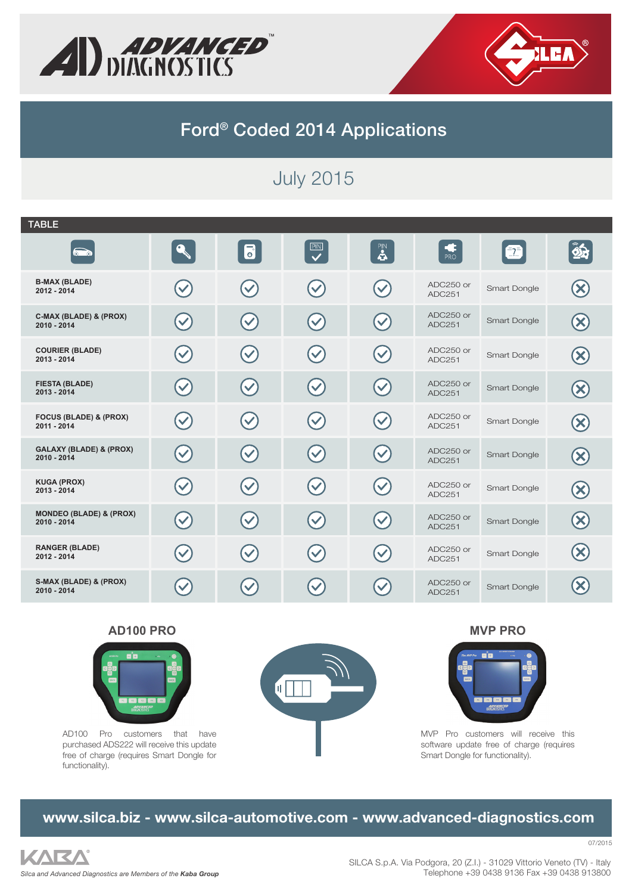# Ford® Coded 2014 Applications

## July 2015

TABLE

| | | | | | | | |
|---|---|---|---|---|---|---|---|
| **B-MAX (BLADE) 2012 - 2014** | ✓ | ✓ | ✓ | ✓ | ADC250 or ADC251 | Smart Dongle | ✗ |
| **C-MAX (BLADE) & (PROX) 2010 - 2014** | ✓ | ✓ | ✓ | ✓ | ADC250 or ADC251 | Smart Dongle | ✗ |
| **COURIER (BLADE) 2013 - 2014** | ✓ | ✓ | ✓ | ✓ | ADC250 or ADC251 | Smart Dongle | ✗ |
| **FIESTA (BLADE) 2013 - 2014** | ✓ | ✓ | ✓ | ✓ | ADC250 or ADC251 | Smart Dongle | ✗ |
| **FOCUS (BLADE) & (PROX) 2011 - 2014** | ✓ | ✓ | ✓ | ✓ | ADC250 or ADC251 | Smart Dongle | ✗ |
| **GALAXY (BLADE) & (PROX) 2010 - 2014** | ✓ | ✓ | ✓ | ✓ | ADC250 or ADC251 | Smart Dongle | ✗ |
| **KUGA (PROX) 2013 - 2014** | ✓ | ✓ | ✓ | ✓ | ADC250 or ADC251 | Smart Dongle | ✗ |
| **MONDEO (BLADE) & (PROX) 2010 - 2014** | ✓ | ✓ | ✓ | ✓ | ADC250 or ADC251 | Smart Dongle | ✗ |
| **RANGER (BLADE) 2012 - 2014** | ✓ | ✓ | ✓ | ✓ | ADC250 or ADC251 | Smart Dongle | ✗ |
| **S-MAX (BLADE) & (PROX) 2010 - 2014** | ✓ | ✓ | ✓ | ✓ | ADC250 or ADC251 | Smart Dongle | ✗ |

### AD100 PRO

AD100 Pro customers that have purchased ADS222 will receive this update free of charge (requires Smart Dongle for functionality).

### MVP PRO

MVP Pro customers will receive this software update free of charge (requires Smart Dongle for functionality).

**www.silca.biz - www.silca-automotive.com - www.advanced-diagnostics.com**

07/2015

*Silca and Advanced Diagnostics are Members of the **Kaba Group***

SILCA S.p.A. Via Podgora, 20 (Z.I.) - 31029 Vittorio Veneto (TV) - Italy
Telephone +39 0438 9136 Fax +39 0438 913800